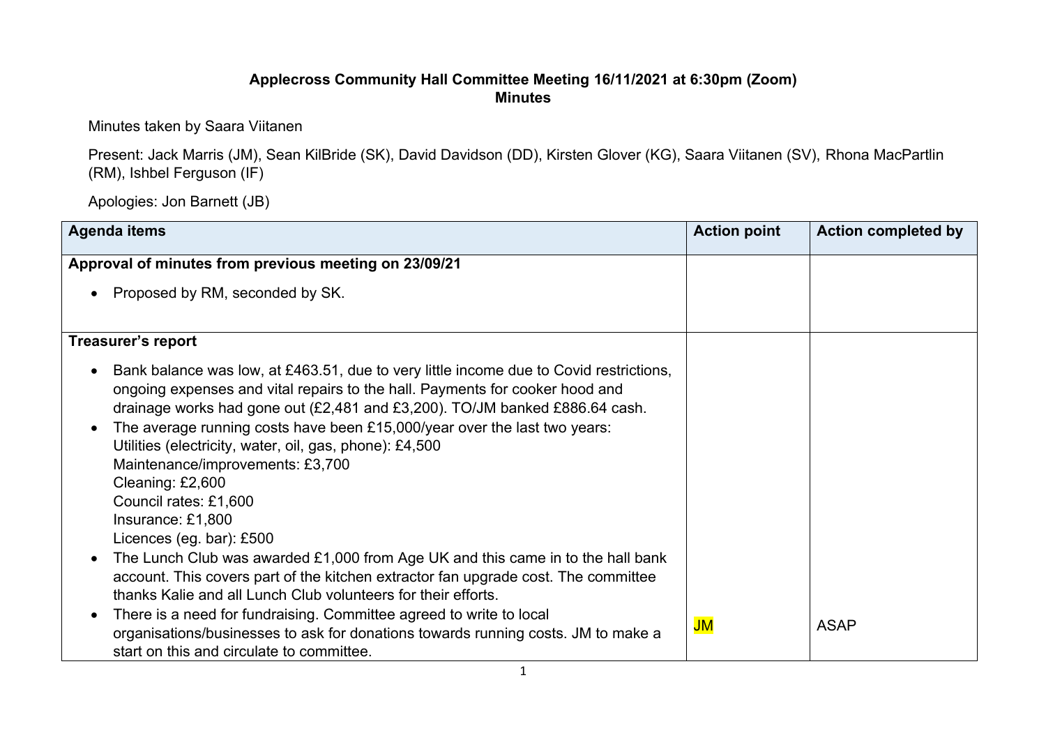**Applecross Community Hall Committee Meeting 16/11/2021 at 6:30pm (Zoom)**
**Minutes**

Minutes taken by Saara Viitanen

Present: Jack Marris (JM), Sean KilBride (SK), David Davidson (DD), Kirsten Glover (KG), Saara Viitanen (SV), Rhona MacPartlin (RM), Ishbel Ferguson (IF)

Apologies: Jon Barnett (JB)

| Agenda items | Action point | Action completed by |
|---|---|---|
| **Approval of minutes from previous meeting on 23/09/21**<br>• Proposed by RM, seconded by SK. | | |
| **Treasurer's report**<br>• Bank balance was low, at £463.51, due to very little income due to Covid restrictions, ongoing expenses and vital repairs to the hall. Payments for cooker hood and drainage works had gone out (£2,481 and £3,200). TO/JM banked £886.64 cash.<br>• The average running costs have been £15,000/year over the last two years:<br>Utilities (electricity, water, oil, gas, phone): £4,500<br>Maintenance/improvements: £3,700<br>Cleaning: £2,600<br>Council rates: £1,600<br>Insurance: £1,800<br>Licences (eg. bar): £500<br>• The Lunch Club was awarded £1,000 from Age UK and this came in to the hall bank account. This covers part of the kitchen extractor fan upgrade cost. The committee thanks Kalie and all Lunch Club volunteers for their efforts.<br>• There is a need for fundraising. Committee agreed to write to local organisations/businesses to ask for donations towards running costs. JM to make a start on this and circulate to committee. | JM | ASAP |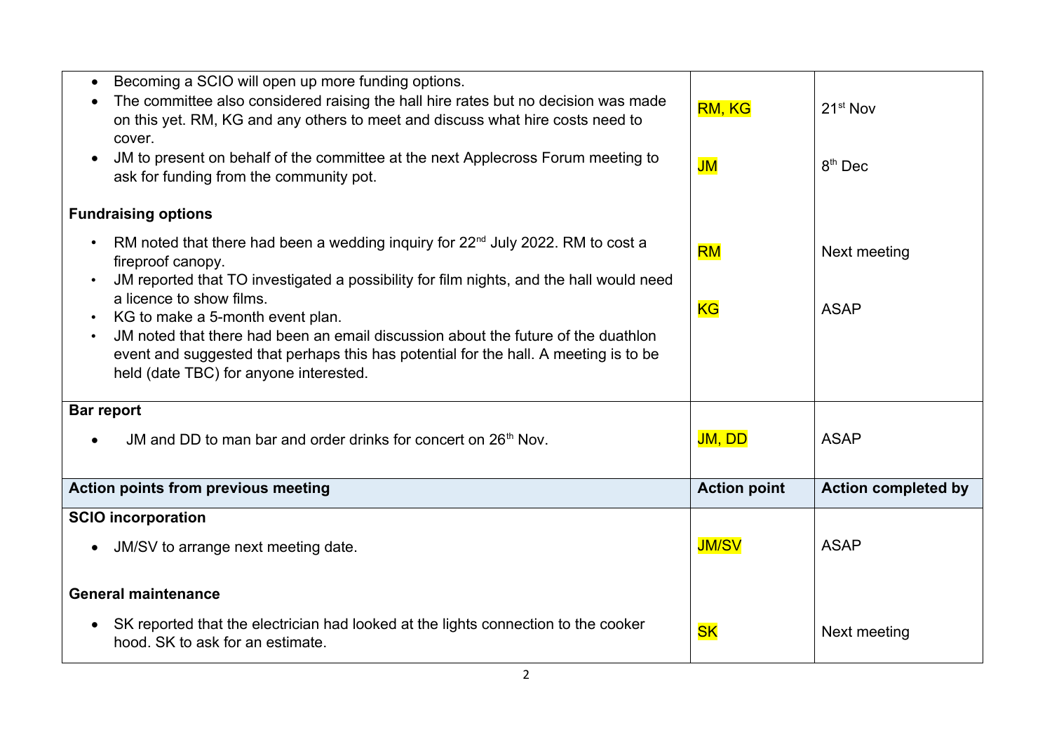| | | |
|---|---|---|
| • Becoming a SCIO will open up more funding options.<br>• The committee also considered raising the hall hire rates but no decision was made on this yet. RM, KG and any others to meet and discuss what hire costs need to cover.<br>• JM to present on behalf of the committee at the next Applecross Forum meeting to ask for funding from the community pot. | RM, KG<br><br>JM | 21st Nov<br><br>8th Dec |
| **Fundraising options**<br><br>• RM noted that there had been a wedding inquiry for 22nd July 2022. RM to cost a fireproof canopy.<br>• JM reported that TO investigated a possibility for film nights, and the hall would need a licence to show films.<br>• KG to make a 5-month event plan.<br>• JM noted that there had been an email discussion about the future of the duathlon event and suggested that perhaps this has potential for the hall. A meeting is to be held (date TBC) for anyone interested. | RM<br><br>KG | Next meeting<br><br>ASAP |
| **Bar report**<br><br>• JM and DD to man bar and order drinks for concert on 26th Nov. | JM, DD | ASAP |
| **Action points from previous meeting** | **Action point** | **Action completed by** |
| **SCIO incorporation**<br><br>• JM/SV to arrange next meeting date. | JM/SV | ASAP |
| **General maintenance**<br><br>• SK reported that the electrician had looked at the lights connection to the cooker hood. SK to ask for an estimate. | SK | Next meeting |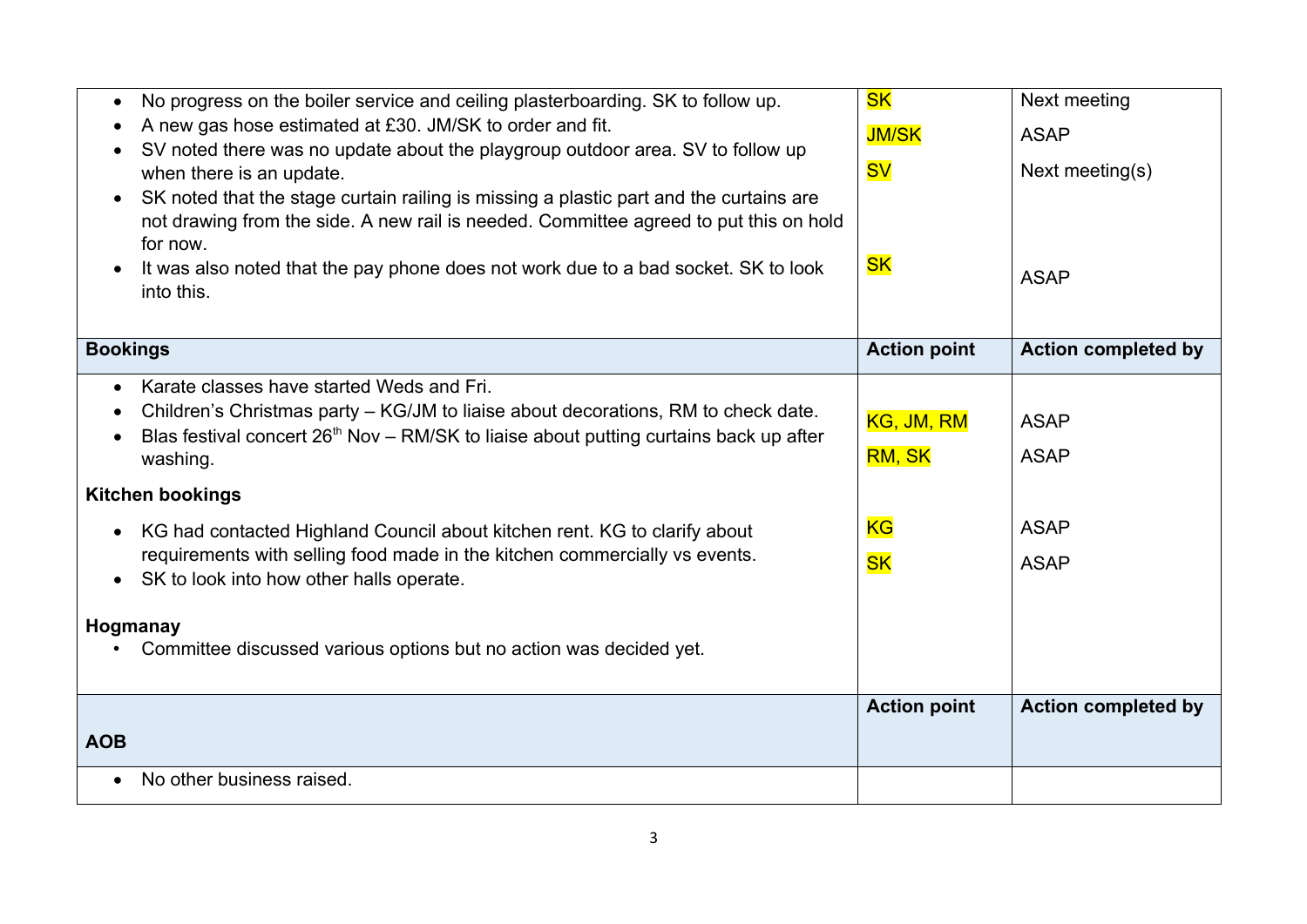| | | |
|---|---|---|
| • No progress on the boiler service and ceiling plasterboarding. SK to follow up.<br>• A new gas hose estimated at £30. JM/SK to order and fit.<br>• SV noted there was no update about the playgroup outdoor area. SV to follow up when there is an update.<br>• SK noted that the stage curtain railing is missing a plastic part and the curtains are not drawing from the side. A new rail is needed. Committee agreed to put this on hold for now.<br>• It was also noted that the pay phone does not work due to a bad socket. SK to look into this. | SK<br>JM/SK<br>SV<br><br><br>SK | Next meeting<br>ASAP<br>Next meeting(s)<br><br><br>ASAP |
| **Bookings** | **Action point** | **Action completed by** |
| • Karate classes have started Weds and Fri.<br>• Children's Christmas party – KG/JM to liaise about decorations, RM to check date.<br>• Blas festival concert 26th Nov – RM/SK to liaise about putting curtains back up after washing.<br><br>**Kitchen bookings**<br>• KG had contacted Highland Council about kitchen rent. KG to clarify about requirements with selling food made in the kitchen commercially vs events.<br>• SK to look into how other halls operate.<br><br>**Hogmanay**<br>• Committee discussed various options but no action was decided yet. | <br>KG, JM, RM<br>RM, SK<br><br><br>KG<br>SK | <br>ASAP<br>ASAP<br><br><br>ASAP<br>ASAP |
| **AOB** | **Action point** | **Action completed by** |
| • No other business raised. | | |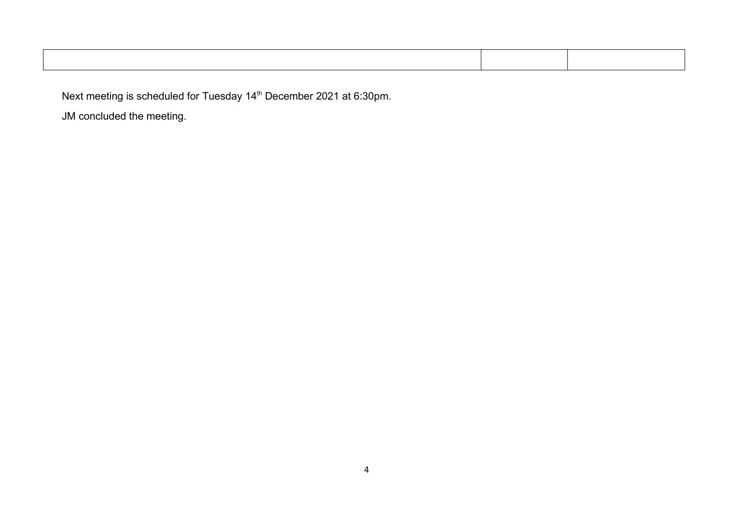| | | |
|---|---|---|
| | | |

Next meeting is scheduled for Tuesday 14th December 2021 at 6:30pm.

JM concluded the meeting.